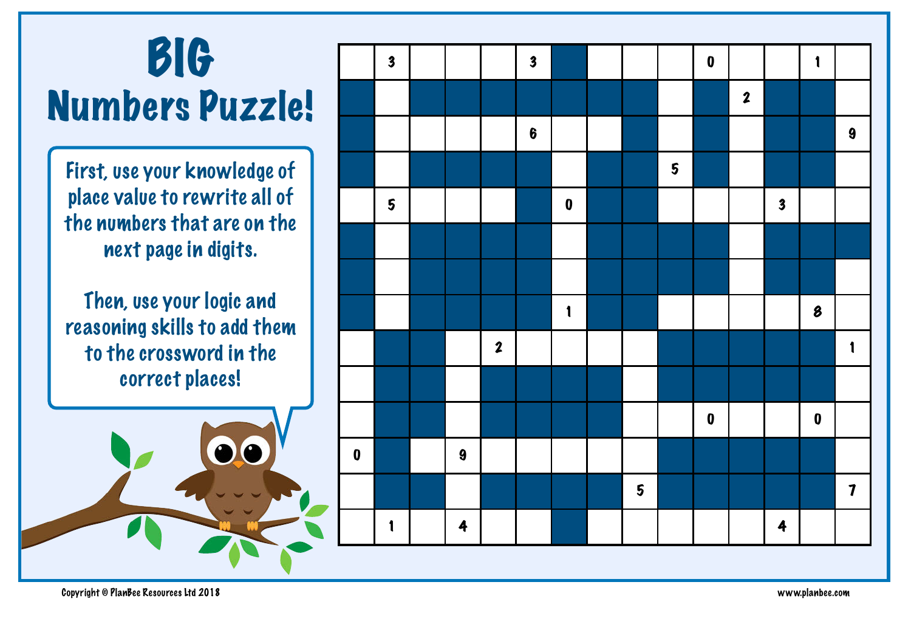# BIG Numbers Puzzle!

First, use your knowledge of place value to rewrite all of the numbers that are on the next page in digits.

Then, use your logic and reasoning skills to add them to the crossword in the correct places!

| | | | | | | | | | | | | | | |
|---|---|---|---|---|---|---|---|---|---|---|---|---|---|---|
| | 3 | | | | 3 | ■ | | | | 0 | | | 1 | |
| ■ | | ■ | ■ | ■ | ■ | ■ | ■ | ■ | | ■ | 2 | ■ | ■ | |
| ■ | | | | | 6 | | | ■ | | ■ | | ■ | ■ | 9 |
| ■ | | ■ | ■ | ■ | ■ | | ■ | ■ | 5 | ■ | | ■ | ■ | |
| | 5 | | | | ■ | 0 | ■ | ■ | | | | 3 | | |
| ■ | | ■ | ■ | ■ | ■ | | ■ | ■ | ■ | ■ | | ■ | ■ | ■ |
| ■ | | ■ | ■ | ■ | ■ | | ■ | ■ | ■ | ■ | | ■ | ■ | |
| ■ | | ■ | ■ | ■ | ■ | 1 | ■ | ■ | | | | | 8 | |
| | ■ | ■ | | 2 | | | | | ■ | ■ | ■ | ■ | ■ | 1 |
| | ■ | ■ | | ■ | ■ | ■ | ■ | | ■ | ■ | ■ | ■ | ■ | |
| | ■ | ■ | | ■ | ■ | ■ | ■ | | | 0 | | | 0 | |
| 0 | ■ | | 9 | | | | | | ■ | ■ | ■ | ■ | ■ | |
| | ■ | ■ | | ■ | ■ | ■ | ■ | 5 | ■ | ■ | ■ | ■ | ■ | 7 |
| | 1 | | 4 | | | ■ | | | | | | 4 | | |

Copyright © PlanBee Resources Ltd 2018

www.planbee.com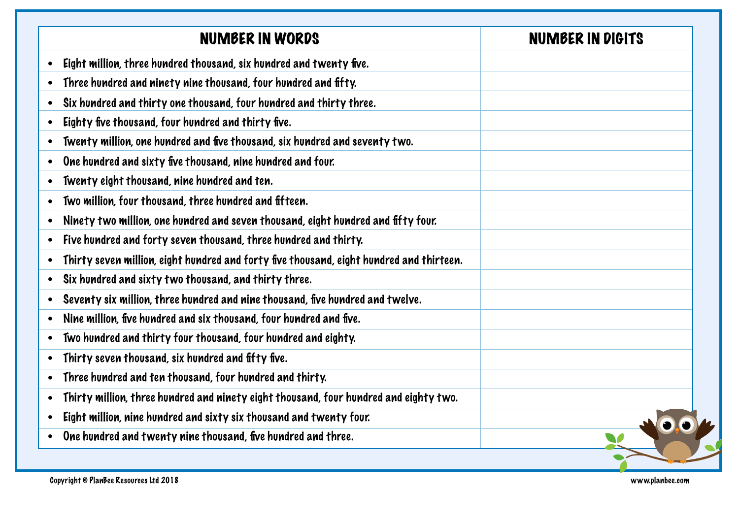| NUMBER IN WORDS | NUMBER IN DIGITS |
|---|---|
| • Eight million, three hundred thousand, six hundred and twenty five. | |
| • Three hundred and ninety nine thousand, four hundred and fifty. | |
| • Six hundred and thirty one thousand, four hundred and thirty three. | |
| • Eighty five thousand, four hundred and thirty five. | |
| • Twenty million, one hundred and five thousand, six hundred and seventy two. | |
| • One hundred and sixty five thousand, nine hundred and four. | |
| • Twenty eight thousand, nine hundred and ten. | |
| • Two million, four thousand, three hundred and fifteen. | |
| • Ninety two million, one hundred and seven thousand, eight hundred and fifty four. | |
| • Five hundred and forty seven thousand, three hundred and thirty. | |
| • Thirty seven million, eight hundred and forty five thousand, eight hundred and thirteen. | |
| • Six hundred and sixty two thousand, and thirty three. | |
| • Seventy six million, three hundred and nine thousand, five hundred and twelve. | |
| • Nine million, five hundred and six thousand, four hundred and five. | |
| • Two hundred and thirty four thousand, four hundred and eighty. | |
| • Thirty seven thousand, six hundred and fifty five. | |
| • Three hundred and ten thousand, four hundred and thirty. | |
| • Thirty million, three hundred and ninety eight thousand, four hundred and eighty two. | |
| • Eight million, nine hundred and sixty six thousand and twenty four. | |
| • One hundred and twenty nine thousand, five hundred and three. | |

Copyright © PlanBee Resources Ltd 2018 www.planbee.com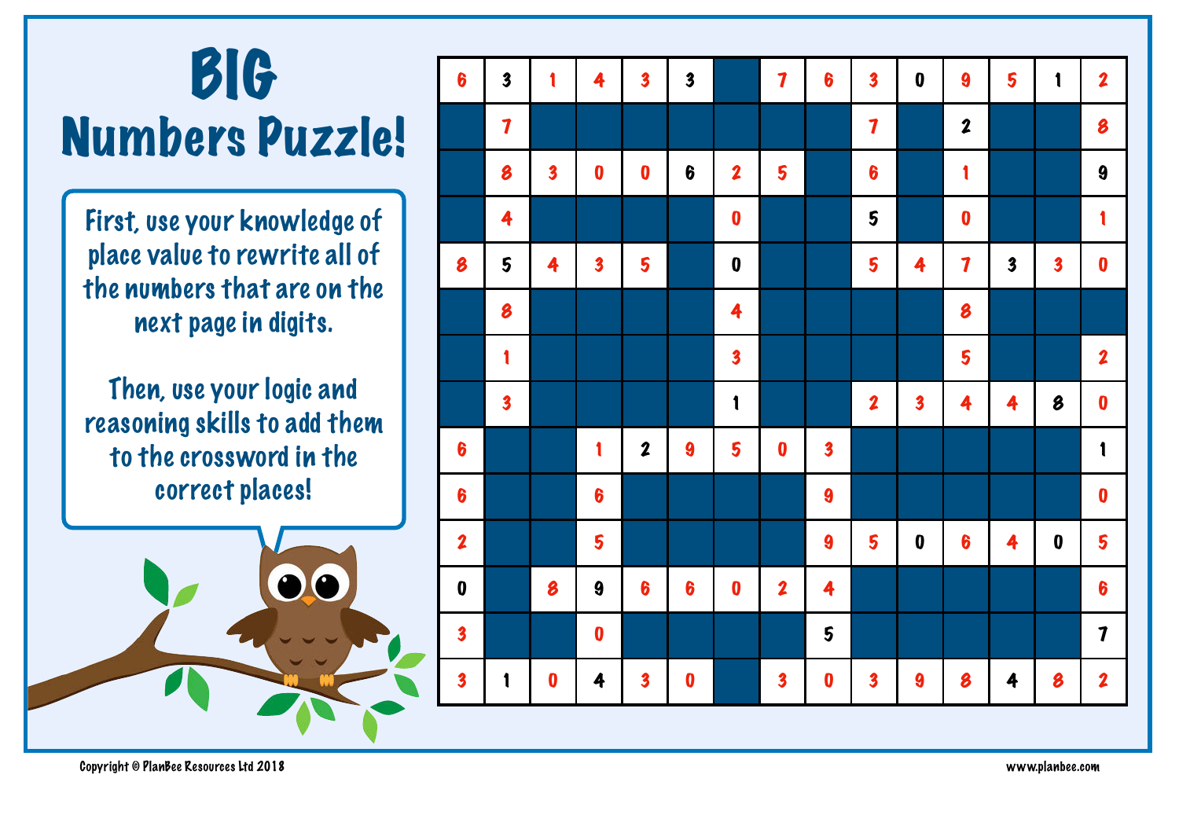# BIG Numbers Puzzle!

First, use your knowledge of place value to rewrite all of the numbers that are on the next page in digits.

Then, use your logic and reasoning skills to add them to the crossword in the correct places!

| | | | | | | | | | | | | | | |
|---|---|---|---|---|---|---|---|---|---|---|---|---|---|---|
| 6 | 3 | 1 | 4 | 3 | 3 | | 7 | 6 | 3 | 0 | 9 | 5 | 1 | 2 |
| | 7 | | | | | | | | 7 | | 2 | | | 8 |
| | 8 | 3 | 0 | 0 | 6 | 2 | 5 | | 6 | | 1 | | | 9 |
| | 4 | | | | | 0 | | | 5 | | 0 | | | 1 |
| 8 | 5 | 4 | 3 | 5 | | 0 | | | 5 | 4 | 7 | 3 | 3 | 0 |
| | 8 | | | | | 4 | | | | | 8 | | | |
| | 1 | | | | | 3 | | | | | 5 | | | 2 |
| | 3 | | | | | 1 | | | 2 | 3 | 4 | 4 | 8 | 0 |
| 6 | | | 1 | 2 | 9 | 5 | 0 | 3 | | | | | | 1 |
| 6 | | | 6 | | | | | 9 | | | | | | 0 |
| 2 | | | 5 | | | | | 9 | 5 | 0 | 6 | 4 | 0 | 5 |
| 0 | | 8 | 9 | 6 | 6 | 0 | 2 | 4 | | | | | | 6 |
| 3 | | | 0 | | | | | 5 | | | | | | 7 |
| 3 | 1 | 0 | 4 | 3 | 0 | | 3 | 0 | 3 | 9 | 8 | 4 | 8 | 2 |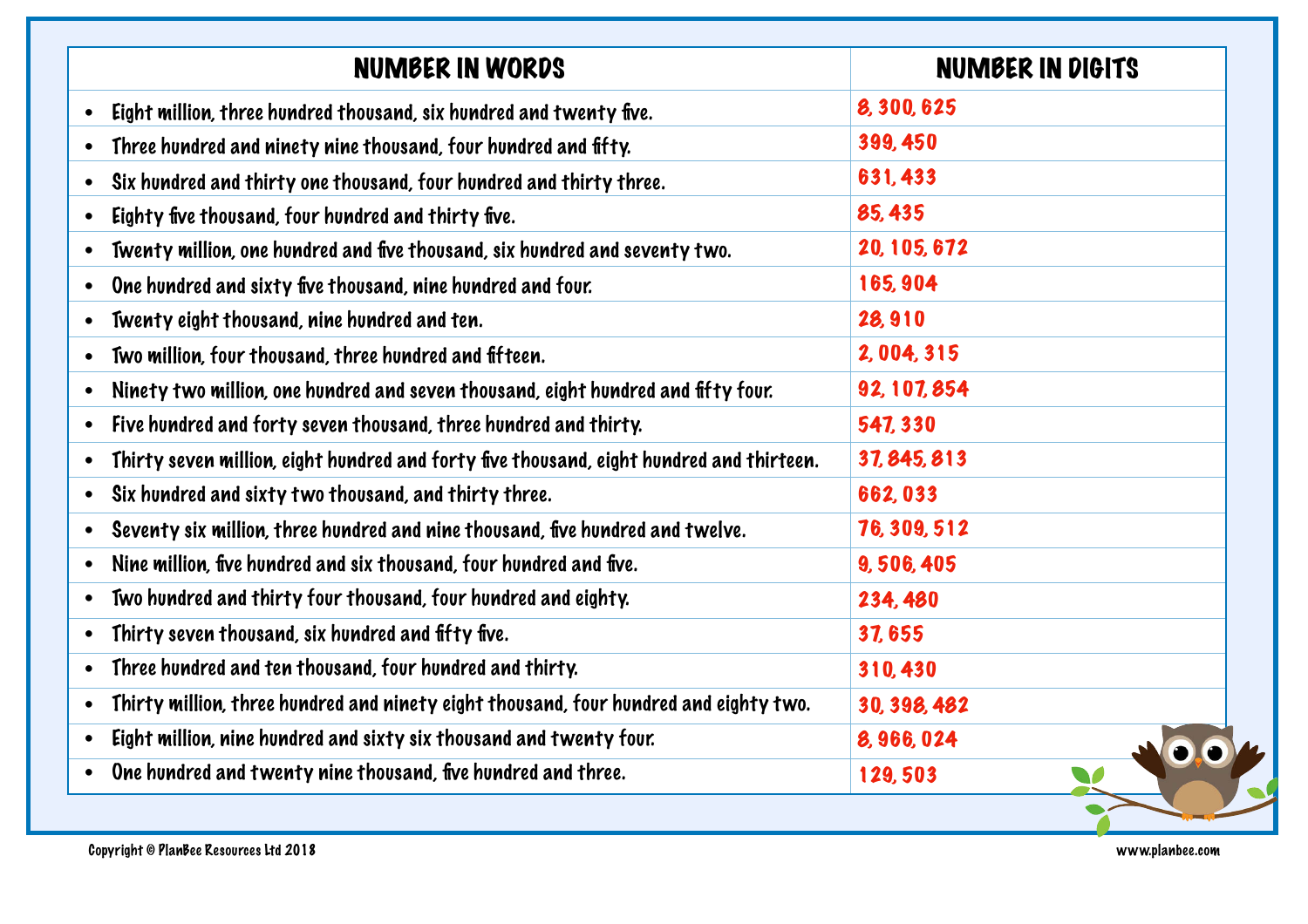| NUMBER IN WORDS | NUMBER IN DIGITS |
|---|---|
| • Eight million, three hundred thousand, six hundred and twenty five. | 8, 300, 625 |
| • Three hundred and ninety nine thousand, four hundred and fifty. | 399, 450 |
| • Six hundred and thirty one thousand, four hundred and thirty three. | 631, 433 |
| • Eighty five thousand, four hundred and thirty five. | 85, 435 |
| • Twenty million, one hundred and five thousand, six hundred and seventy two. | 20, 105, 672 |
| • One hundred and sixty five thousand, nine hundred and four. | 165, 904 |
| • Twenty eight thousand, nine hundred and ten. | 28, 910 |
| • Two million, four thousand, three hundred and fifteen. | 2, 004, 315 |
| • Ninety two million, one hundred and seven thousand, eight hundred and fifty four. | 92, 107, 854 |
| • Five hundred and forty seven thousand, three hundred and thirty. | 547, 330 |
| • Thirty seven million, eight hundred and forty five thousand, eight hundred and thirteen. | 37, 845, 813 |
| • Six hundred and sixty two thousand, and thirty three. | 662, 033 |
| • Seventy six million, three hundred and nine thousand, five hundred and twelve. | 76, 309, 512 |
| • Nine million, five hundred and six thousand, four hundred and five. | 9, 506, 405 |
| • Two hundred and thirty four thousand, four hundred and eighty. | 234, 480 |
| • Thirty seven thousand, six hundred and fifty five. | 37, 655 |
| • Three hundred and ten thousand, four hundred and thirty. | 310, 430 |
| • Thirty million, three hundred and ninety eight thousand, four hundred and eighty two. | 30, 398, 482 |
| • Eight million, nine hundred and sixty six thousand and twenty four. | 8, 966, 024 |
| • One hundred and twenty nine thousand, five hundred and three. | 129, 503 |

Copyright © PlanBee Resources Ltd 2018

www.planbee.com